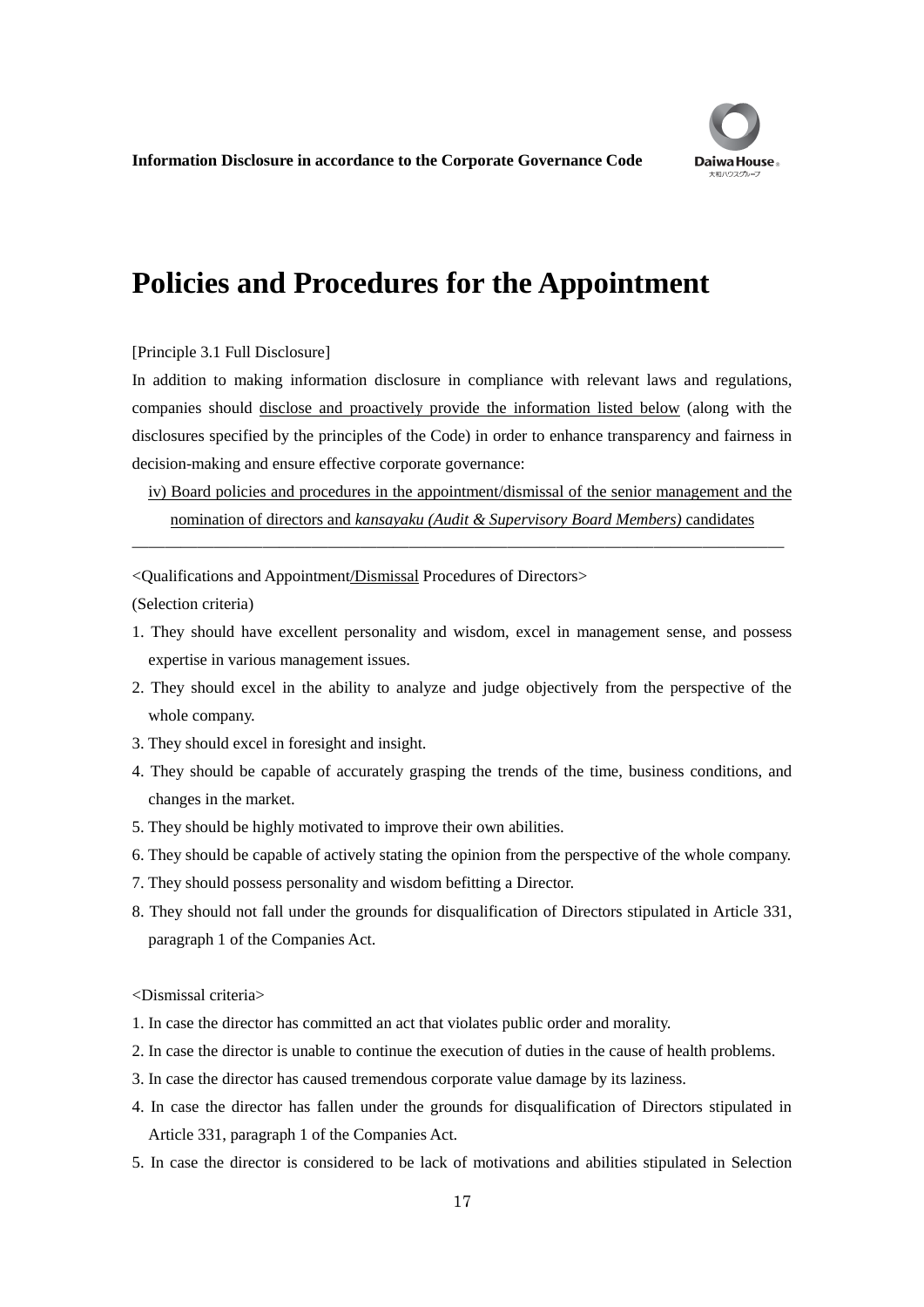# Policies and Procedures for the Appointment

[Principle 3.1 Full Disclosure]

In addition to making information disclosure in compliance with relevant laws and regulations, companies should <u>disclose and proactively provide the information listed below</u> (along with the disclosures specified by the principles of the Code) in order to enhance transparency and fairness in decision-making and ensure effective corporate governance:

<u>iv) Board policies and procedures in the appointment/dismissal of the senior management and the nomination of directors and *kansayaku (Audit & Supervisory Board Members)* candidates</u>

---

<Qualifications and Appointment/<u>Dismissal</u> Procedures of Directors>

(Selection criteria)

1. They should have excellent personality and wisdom, excel in management sense, and possess expertise in various management issues.
2. They should excel in the ability to analyze and judge objectively from the perspective of the whole company.
3. They should excel in foresight and insight.
4. They should be capable of accurately grasping the trends of the time, business conditions, and changes in the market.
5. They should be highly motivated to improve their own abilities.
6. They should be capable of actively stating the opinion from the perspective of the whole company.
7. They should possess personality and wisdom befitting a Director.
8. They should not fall under the grounds for disqualification of Directors stipulated in Article 331, paragraph 1 of the Companies Act.

<Dismissal criteria>

1. In case the director has committed an act that violates public order and morality.
2. In case the director is unable to continue the execution of duties in the cause of health problems.
3. In case the director has caused tremendous corporate value damage by its laziness.
4. In case the director has fallen under the grounds for disqualification of Directors stipulated in Article 331, paragraph 1 of the Companies Act.
5. In case the director is considered to be lack of motivations and abilities stipulated in Selection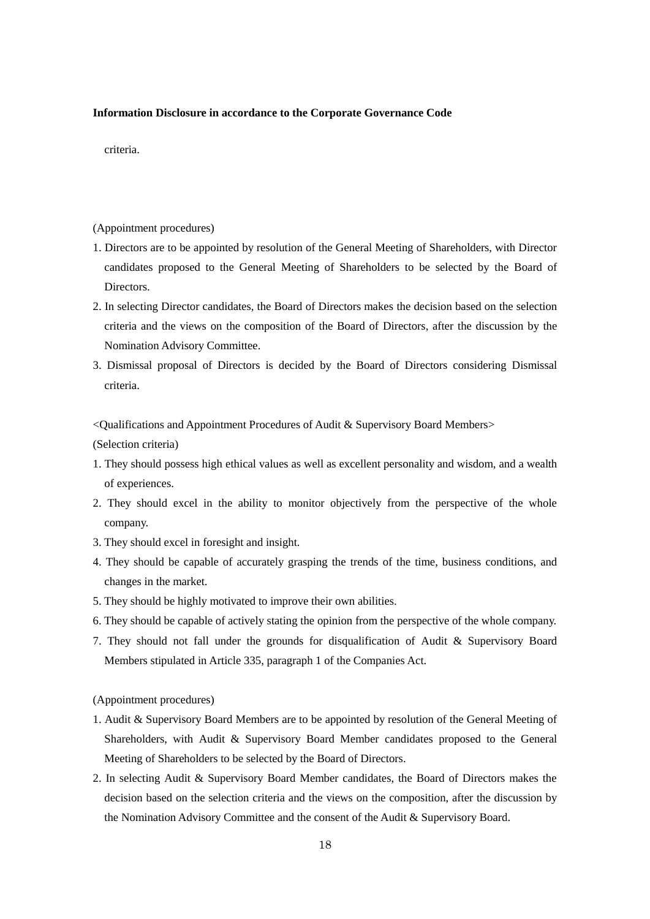criteria.

(Appointment procedures)

1. Directors are to be appointed by resolution of the General Meeting of Shareholders, with Director candidates proposed to the General Meeting of Shareholders to be selected by the Board of Directors.
2. In selecting Director candidates, the Board of Directors makes the decision based on the selection criteria and the views on the composition of the Board of Directors, after the discussion by the Nomination Advisory Committee.
3. Dismissal proposal of Directors is decided by the Board of Directors considering Dismissal criteria.

<Qualifications and Appointment Procedures of Audit & Supervisory Board Members>

(Selection criteria)

1. They should possess high ethical values as well as excellent personality and wisdom, and a wealth of experiences.
2. They should excel in the ability to monitor objectively from the perspective of the whole company.
3. They should excel in foresight and insight.
4. They should be capable of accurately grasping the trends of the time, business conditions, and changes in the market.
5. They should be highly motivated to improve their own abilities.
6. They should be capable of actively stating the opinion from the perspective of the whole company.
7. They should not fall under the grounds for disqualification of Audit & Supervisory Board Members stipulated in Article 335, paragraph 1 of the Companies Act.

(Appointment procedures)

1. Audit & Supervisory Board Members are to be appointed by resolution of the General Meeting of Shareholders, with Audit & Supervisory Board Member candidates proposed to the General Meeting of Shareholders to be selected by the Board of Directors.
2. In selecting Audit & Supervisory Board Member candidates, the Board of Directors makes the decision based on the selection criteria and the views on the composition, after the discussion by the Nomination Advisory Committee and the consent of the Audit & Supervisory Board.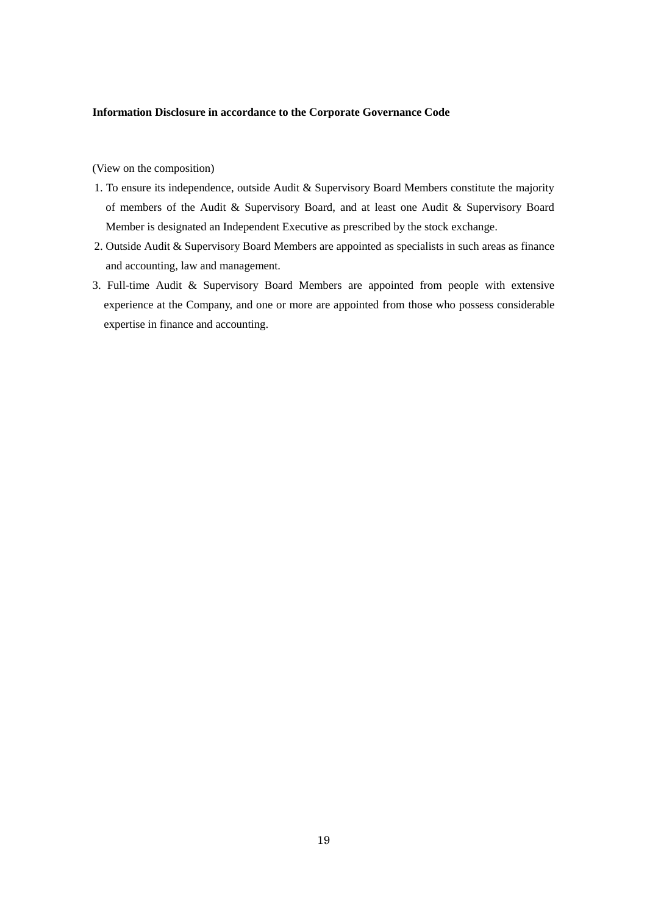**Information Disclosure in accordance to the Corporate Governance Code**

(View on the composition)

1. To ensure its independence, outside Audit & Supervisory Board Members constitute the majority of members of the Audit & Supervisory Board, and at least one Audit & Supervisory Board Member is designated an Independent Executive as prescribed by the stock exchange.
2. Outside Audit & Supervisory Board Members are appointed as specialists in such areas as finance and accounting, law and management.
3. Full-time Audit & Supervisory Board Members are appointed from people with extensive experience at the Company, and one or more are appointed from those who possess considerable expertise in finance and accounting.